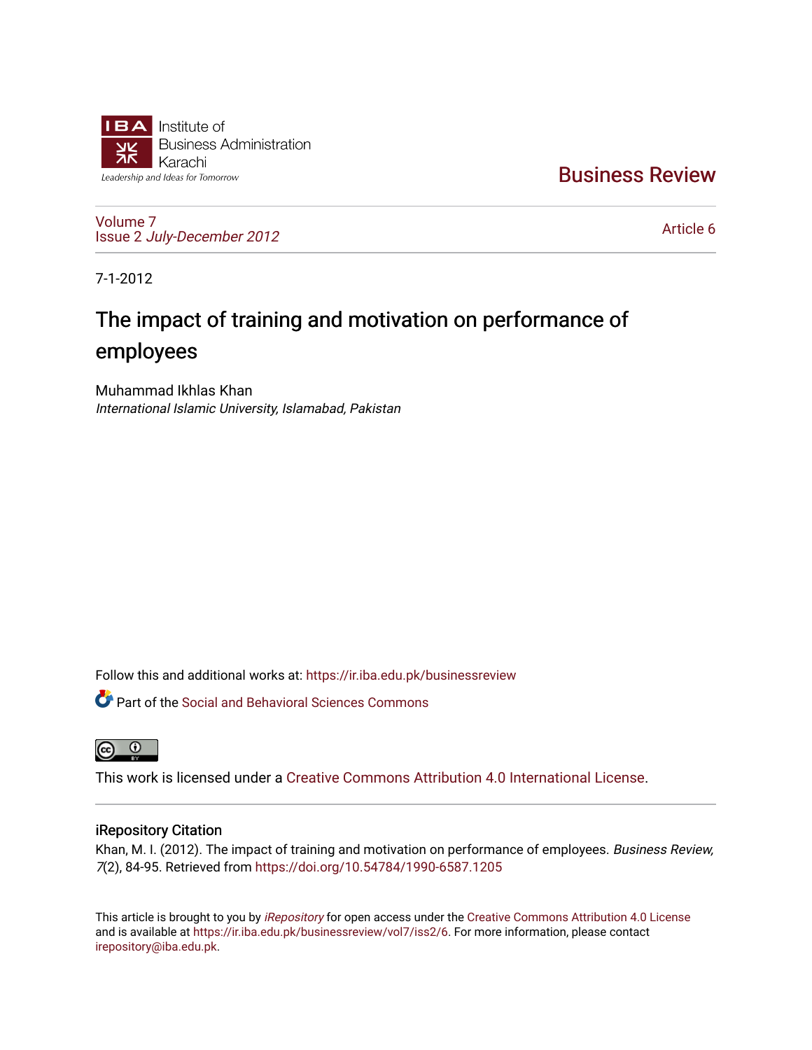Institute of Business Administration Karachi

*Leadership and Ideas for Tomorrow*

Business Review

Volume 7
Issue 2 *July-December 2012*

Article 6

7-1-2012

# The impact of training and motivation on performance of employees

Muhammad Ikhlas Khan
*International Islamic University, Islamabad, Pakistan*

Follow this and additional works at: https://ir.iba.edu.pk/businessreview

Part of the Social and Behavioral Sciences Commons

This work is licensed under a Creative Commons Attribution 4.0 International License.

## iRepository Citation

Khan, M. I. (2012). The impact of training and motivation on performance of employees. *Business Review, 7*(2), 84-95. Retrieved from https://doi.org/10.54784/1990-6587.1205

This article is brought to you by *iRepository* for open access under the Creative Commons Attribution 4.0 License and is available at https://ir.iba.edu.pk/businessreview/vol7/iss2/6. For more information, please contact irepository@iba.edu.pk.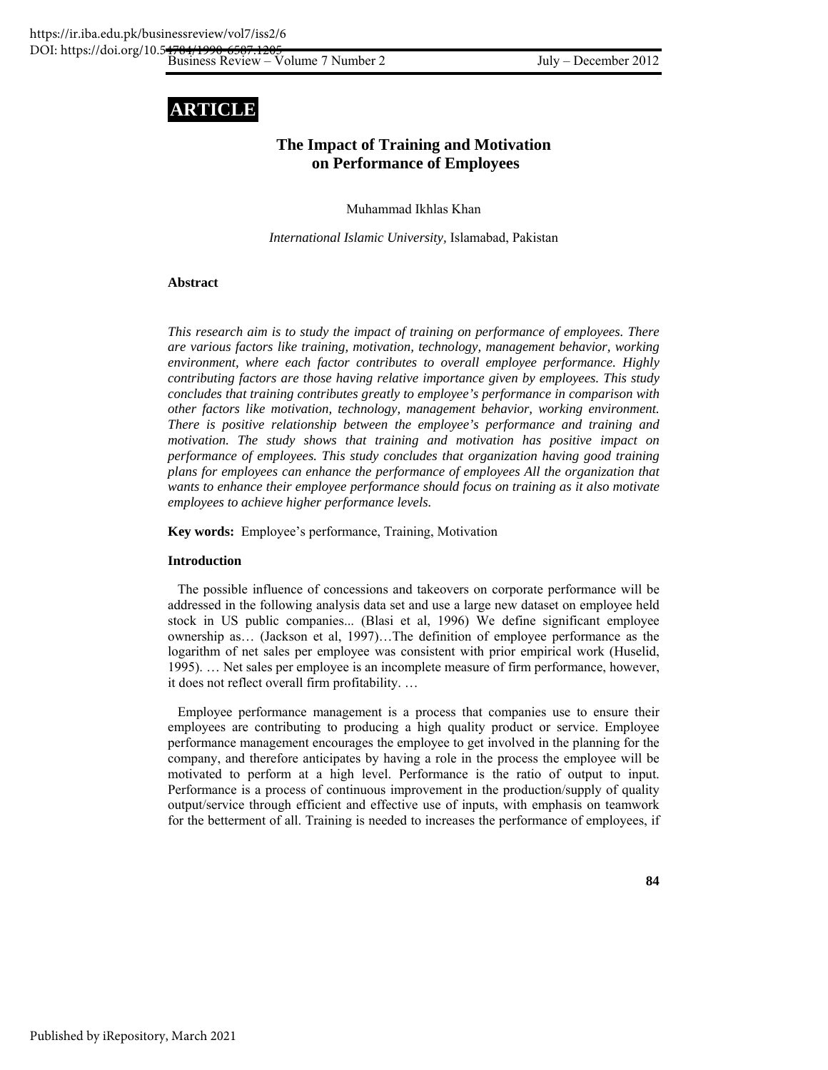# ARTICLE

## The Impact of Training and Motivation on Performance of Employees

Muhammad Ikhlas Khan

*International Islamic University,* Islamabad, Pakistan

### Abstract

*This research aim is to study the impact of training on performance of employees. There are various factors like training, motivation, technology, management behavior, working environment, where each factor contributes to overall employee performance. Highly contributing factors are those having relative importance given by employees. This study concludes that training contributes greatly to employee's performance in comparison with other factors like motivation, technology, management behavior, working environment. There is positive relationship between the employee's performance and training and motivation. The study shows that training and motivation has positive impact on performance of employees. This study concludes that organization having good training plans for employees can enhance the performance of employees All the organization that wants to enhance their employee performance should focus on training as it also motivate employees to achieve higher performance levels.*

**Key words:** Employee's performance, Training, Motivation

### Introduction

The possible influence of concessions and takeovers on corporate performance will be addressed in the following analysis data set and use a large new dataset on employee held stock in US public companies... (Blasi et al, 1996) We define significant employee ownership as… (Jackson et al, 1997)…The definition of employee performance as the logarithm of net sales per employee was consistent with prior empirical work (Huselid, 1995). … Net sales per employee is an incomplete measure of firm performance, however, it does not reflect overall firm profitability. …

Employee performance management is a process that companies use to ensure their employees are contributing to producing a high quality product or service. Employee performance management encourages the employee to get involved in the planning for the company, and therefore anticipates by having a role in the process the employee will be motivated to perform at a high level. Performance is the ratio of output to input. Performance is a process of continuous improvement in the production/supply of quality output/service through efficient and effective use of inputs, with emphasis on teamwork for the betterment of all. Training is needed to increases the performance of employees, if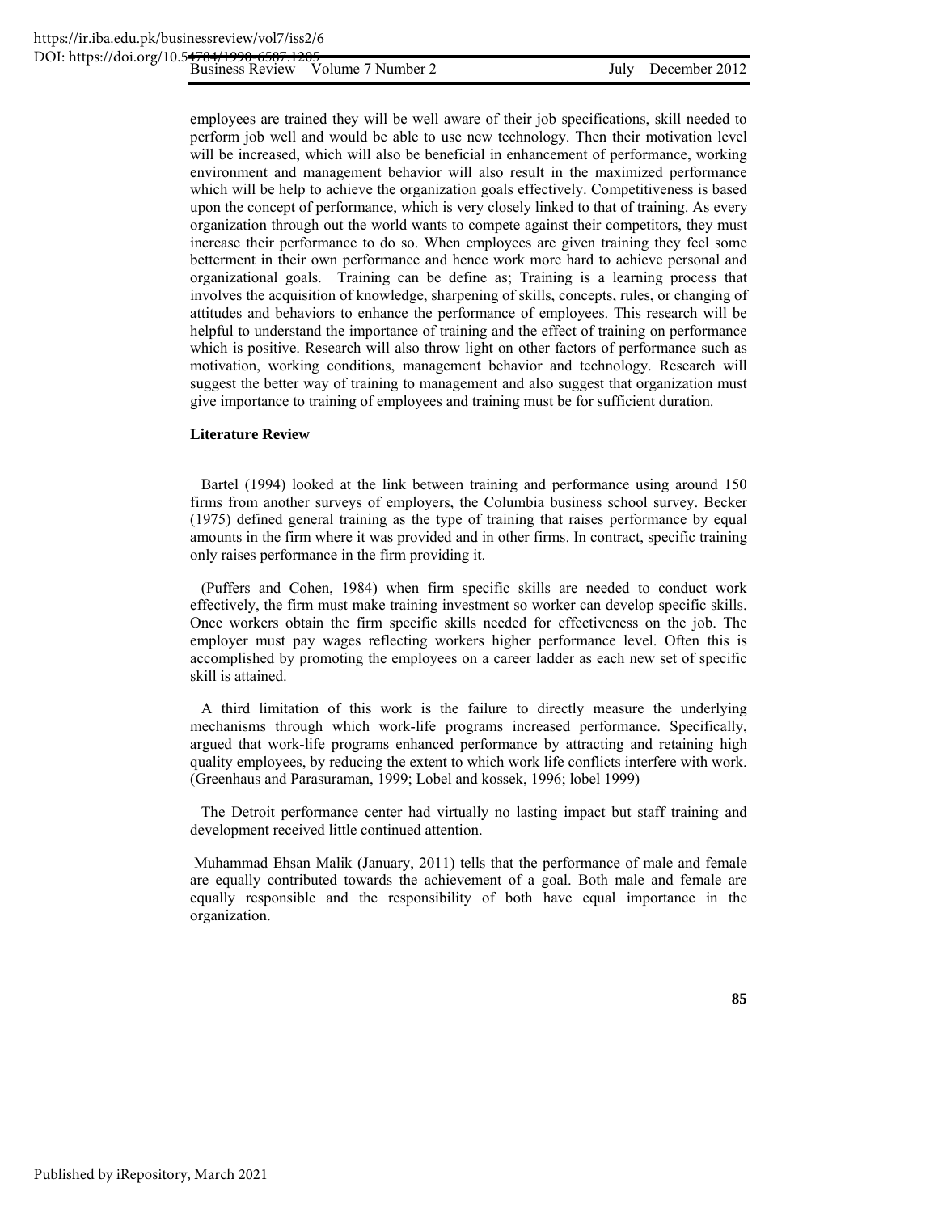employees are trained they will be well aware of their job specifications, skill needed to perform job well and would be able to use new technology. Then their motivation level will be increased, which will also be beneficial in enhancement of performance, working environment and management behavior will also result in the maximized performance which will be help to achieve the organization goals effectively. Competitiveness is based upon the concept of performance, which is very closely linked to that of training. As every organization through out the world wants to compete against their competitors, they must increase their performance to do so. When employees are given training they feel some betterment in their own performance and hence work more hard to achieve personal and organizational goals. Training can be define as; Training is a learning process that involves the acquisition of knowledge, sharpening of skills, concepts, rules, or changing of attitudes and behaviors to enhance the performance of employees. This research will be helpful to understand the importance of training and the effect of training on performance which is positive. Research will also throw light on other factors of performance such as motivation, working conditions, management behavior and technology. Research will suggest the better way of training to management and also suggest that organization must give importance to training of employees and training must be for sufficient duration.

**Literature Review**

Bartel (1994) looked at the link between training and performance using around 150 firms from another surveys of employers, the Columbia business school survey. Becker (1975) defined general training as the type of training that raises performance by equal amounts in the firm where it was provided and in other firms. In contract, specific training only raises performance in the firm providing it.

(Puffers and Cohen, 1984) when firm specific skills are needed to conduct work effectively, the firm must make training investment so worker can develop specific skills. Once workers obtain the firm specific skills needed for effectiveness on the job. The employer must pay wages reflecting workers higher performance level. Often this is accomplished by promoting the employees on a career ladder as each new set of specific skill is attained.

A third limitation of this work is the failure to directly measure the underlying mechanisms through which work-life programs increased performance. Specifically, argued that work-life programs enhanced performance by attracting and retaining high quality employees, by reducing the extent to which work life conflicts interfere with work. (Greenhaus and Parasuraman, 1999; Lobel and kossek, 1996; lobel 1999)

The Detroit performance center had virtually no lasting impact but staff training and development received little continued attention.

Muhammad Ehsan Malik (January, 2011) tells that the performance of male and female are equally contributed towards the achievement of a goal. Both male and female are equally responsible and the responsibility of both have equal importance in the organization.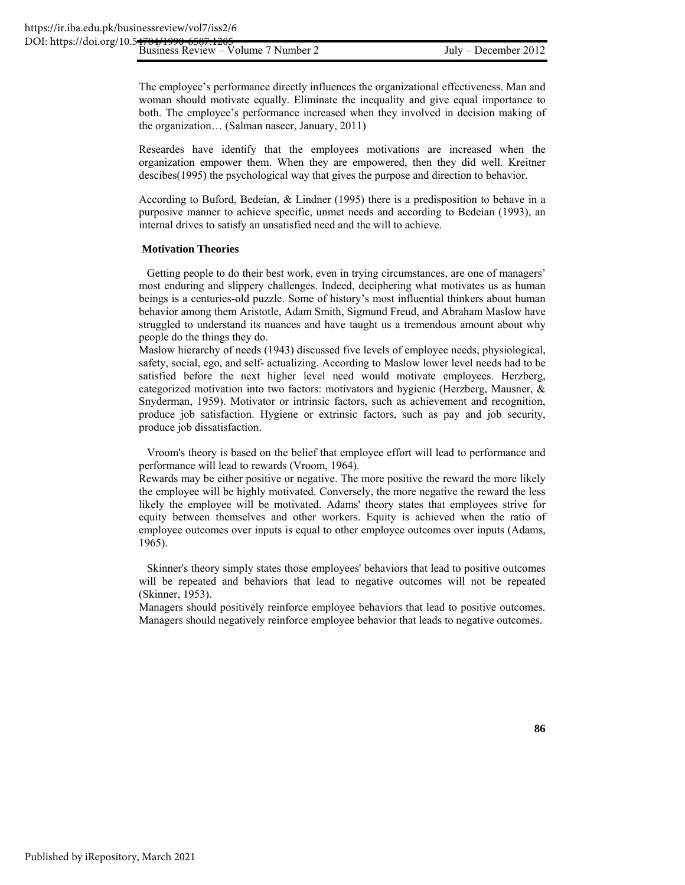The employee's performance directly influences the organizational effectiveness. Man and woman should motivate equally. Eliminate the inequality and give equal importance to both. The employee's performance increased when they involved in decision making of the organization… (Salman naseer, January, 2011)

Researdes have identify that the employees motivations are increased when the organization empower them. When they are empowered, then they did well. Kreitner descibes(1995) the psychological way that gives the purpose and direction to behavior.

According to Buford, Bedeian, & Lindner (1995) there is a predisposition to behave in a purposive manner to achieve specific, unmet needs and according to Bedeian (1993), an internal drives to satisfy an unsatisfied need and the will to achieve.

**Motivation Theories**

Getting people to do their best work, even in trying circumstances, are one of managers' most enduring and slippery challenges. Indeed, deciphering what motivates us as human beings is a centuries-old puzzle. Some of history's most influential thinkers about human behavior among them Aristotle, Adam Smith, Sigmund Freud, and Abraham Maslow have struggled to understand its nuances and have taught us a tremendous amount about why people do the things they do.

Maslow hierarchy of needs (1943) discussed five levels of employee needs, physiological, safety, social, ego, and self- actualizing. According to Maslow lower level needs had to be satisfied before the next higher level need would motivate employees. Herzberg, categorized motivation into two factors: motivators and hygienic (Herzberg, Mausner, & Snyderman, 1959). Motivator or intrinsic factors, such as achievement and recognition, produce job satisfaction. Hygiene or extrinsic factors, such as pay and job security, produce job dissatisfaction.

Vroom's theory is based on the belief that employee effort will lead to performance and performance will lead to rewards (Vroom, 1964).

Rewards may be either positive or negative. The more positive the reward the more likely the employee will be highly motivated. Conversely, the more negative the reward the less likely the employee will be motivated. Adams' theory states that employees strive for equity between themselves and other workers. Equity is achieved when the ratio of employee outcomes over inputs is equal to other employee outcomes over inputs (Adams, 1965).

Skinner's theory simply states those employees' behaviors that lead to positive outcomes will be repeated and behaviors that lead to negative outcomes will not be repeated (Skinner, 1953).

Managers should positively reinforce employee behaviors that lead to positive outcomes. Managers should negatively reinforce employee behavior that leads to negative outcomes.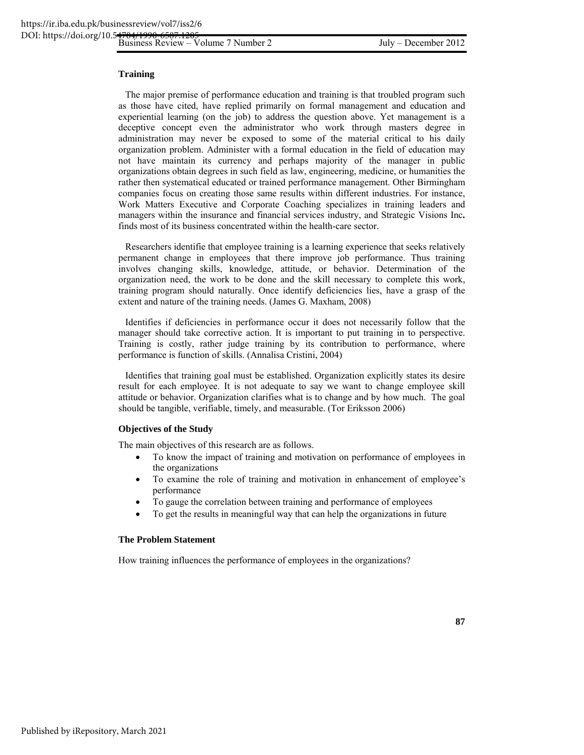### Training

The major premise of performance education and training is that troubled program such as those have cited, have replied primarily on formal management and education and experiential learning (on the job) to address the question above. Yet management is a deceptive concept even the administrator who work through masters degree in administration may never be exposed to some of the material critical to his daily organization problem. Administer with a formal education in the field of education may not have maintain its currency and perhaps majority of the manager in public organizations obtain degrees in such field as law, engineering, medicine, or humanities the rather then systematical educated or trained performance management. Other Birmingham companies focus on creating those same results within different industries. For instance, Work Matters Executive and Corporate Coaching specializes in training leaders and managers within the insurance and financial services industry, and Strategic Visions Inc**.** finds most of its business concentrated within the health-care sector.

Researchers identifie that employee training is a learning experience that seeks relatively permanent change in employees that there improve job performance. Thus training involves changing skills, knowledge, attitude, or behavior. Determination of the organization need, the work to be done and the skill necessary to complete this work, training program should naturally. Once identify deficiencies lies, have a grasp of the extent and nature of the training needs. (James G. Maxham, 2008)

Identifies if deficiencies in performance occur it does not necessarily follow that the manager should take corrective action. It is important to put training in to perspective. Training is costly, rather judge training by its contribution to performance, where performance is function of skills. (Annalisa Cristini, 2004)

Identifies that training goal must be established. Organization explicitly states its desire result for each employee. It is not adequate to say we want to change employee skill attitude or behavior. Organization clarifies what is to change and by how much. The goal should be tangible, verifiable, timely, and measurable. (Tor Eriksson 2006)

### Objectives of the Study

The main objectives of this research are as follows.

- To know the impact of training and motivation on performance of employees in the organizations
- To examine the role of training and motivation in enhancement of employee's performance
- To gauge the correlation between training and performance of employees
- To get the results in meaningful way that can help the organizations in future

### The Problem Statement

How training influences the performance of employees in the organizations?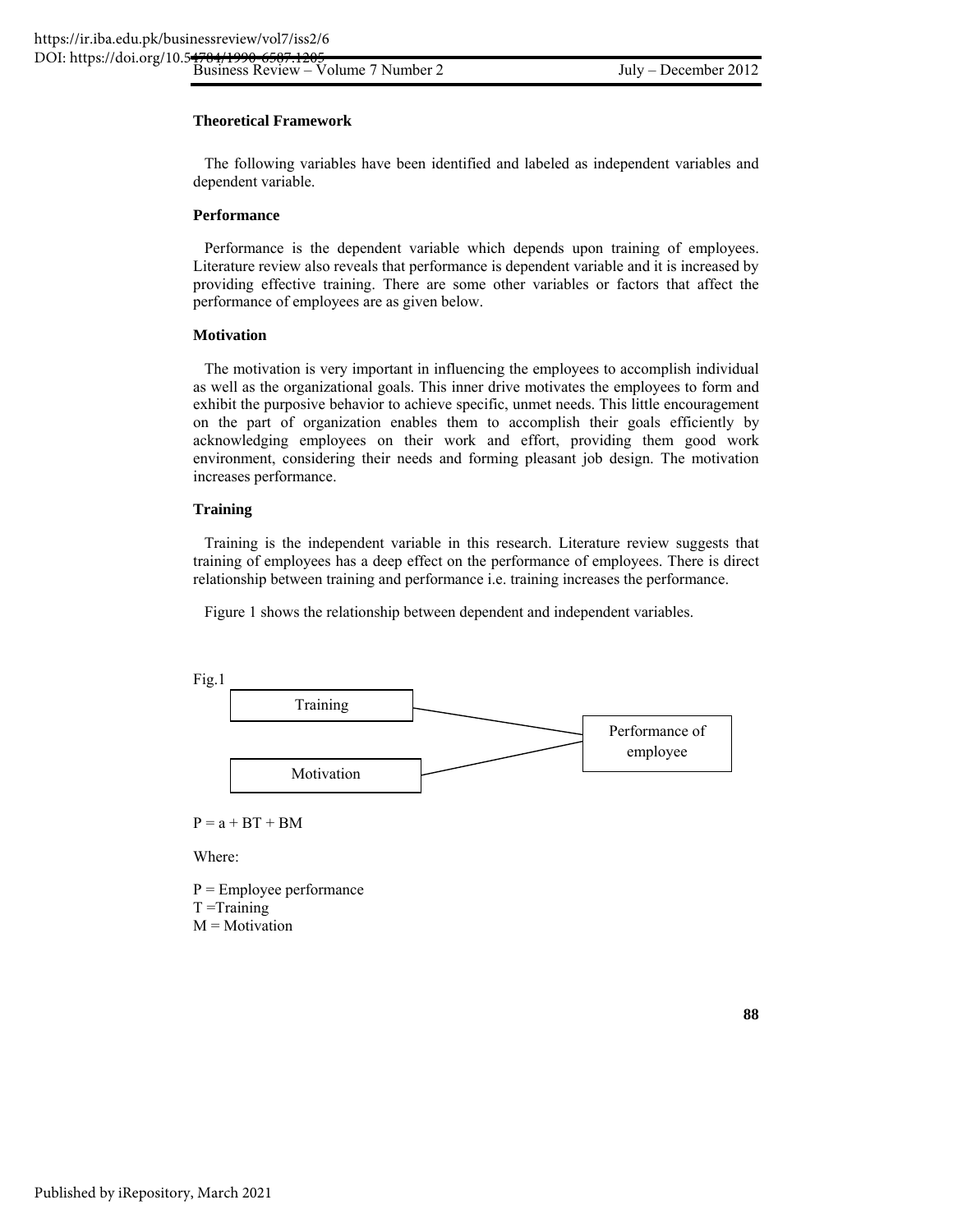### Theoretical Framework

The following variables have been identified and labeled as independent variables and dependent variable.

#### Performance

Performance is the dependent variable which depends upon training of employees. Literature review also reveals that performance is dependent variable and it is increased by providing effective training. There are some other variables or factors that affect the performance of employees are as given below.

#### Motivation

The motivation is very important in influencing the employees to accomplish individual as well as the organizational goals. This inner drive motivates the employees to form and exhibit the purposive behavior to achieve specific, unmet needs. This little encouragement on the part of organization enables them to accomplish their goals efficiently by acknowledging employees on their work and effort, providing them good work environment, considering their needs and forming pleasant job design. The motivation increases performance.

#### Training

Training is the independent variable in this research. Literature review suggests that training of employees has a deep effect on the performance of employees. There is direct relationship between training and performance i.e. training increases the performance.

Figure 1 shows the relationship between dependent and independent variables.

Fig.1

Training → Performance of employee

Motivation → Performance of employee

$P = a + BT + BM$

Where:

P = Employee performance
T =Training
M = Motivation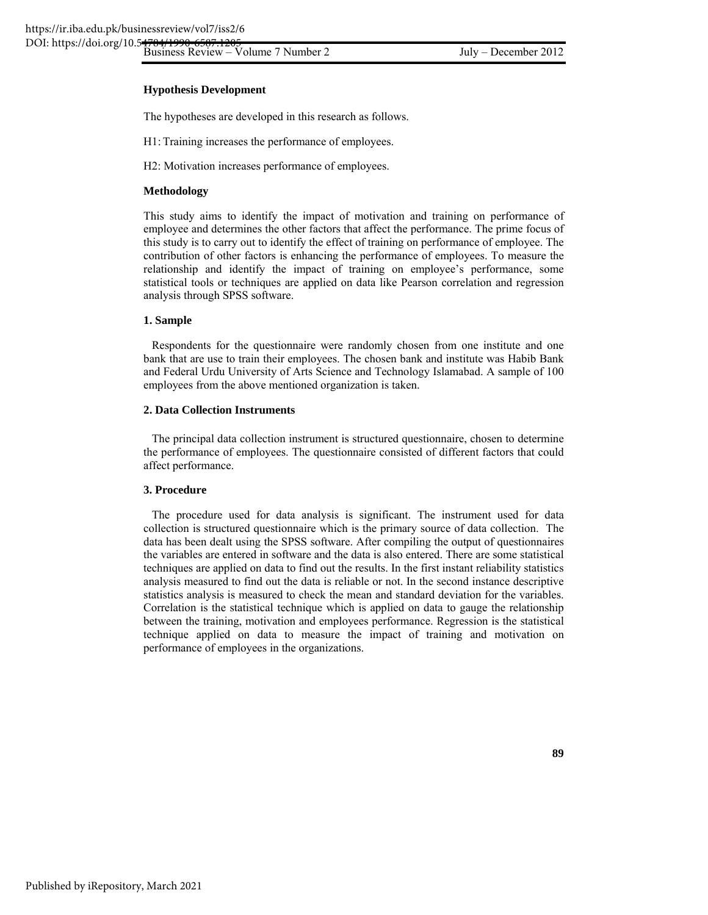**Hypothesis Development**

The hypotheses are developed in this research as follows.

H1: Training increases the performance of employees.

H2: Motivation increases performance of employees.

**Methodology**

This study aims to identify the impact of motivation and training on performance of employee and determines the other factors that affect the performance. The prime focus of this study is to carry out to identify the effect of training on performance of employee. The contribution of other factors is enhancing the performance of employees. To measure the relationship and identify the impact of training on employee's performance, some statistical tools or techniques are applied on data like Pearson correlation and regression analysis through SPSS software.

**1. Sample**

Respondents for the questionnaire were randomly chosen from one institute and one bank that are use to train their employees. The chosen bank and institute was Habib Bank and Federal Urdu University of Arts Science and Technology Islamabad. A sample of 100 employees from the above mentioned organization is taken.

**2. Data Collection Instruments**

The principal data collection instrument is structured questionnaire, chosen to determine the performance of employees. The questionnaire consisted of different factors that could affect performance.

**3. Procedure**

The procedure used for data analysis is significant. The instrument used for data collection is structured questionnaire which is the primary source of data collection. The data has been dealt using the SPSS software. After compiling the output of questionnaires the variables are entered in software and the data is also entered. There are some statistical techniques are applied on data to find out the results. In the first instant reliability statistics analysis measured to find out the data is reliable or not. In the second instance descriptive statistics analysis is measured to check the mean and standard deviation for the variables. Correlation is the statistical technique which is applied on data to gauge the relationship between the training, motivation and employees performance. Regression is the statistical technique applied on data to measure the impact of training and motivation on performance of employees in the organizations.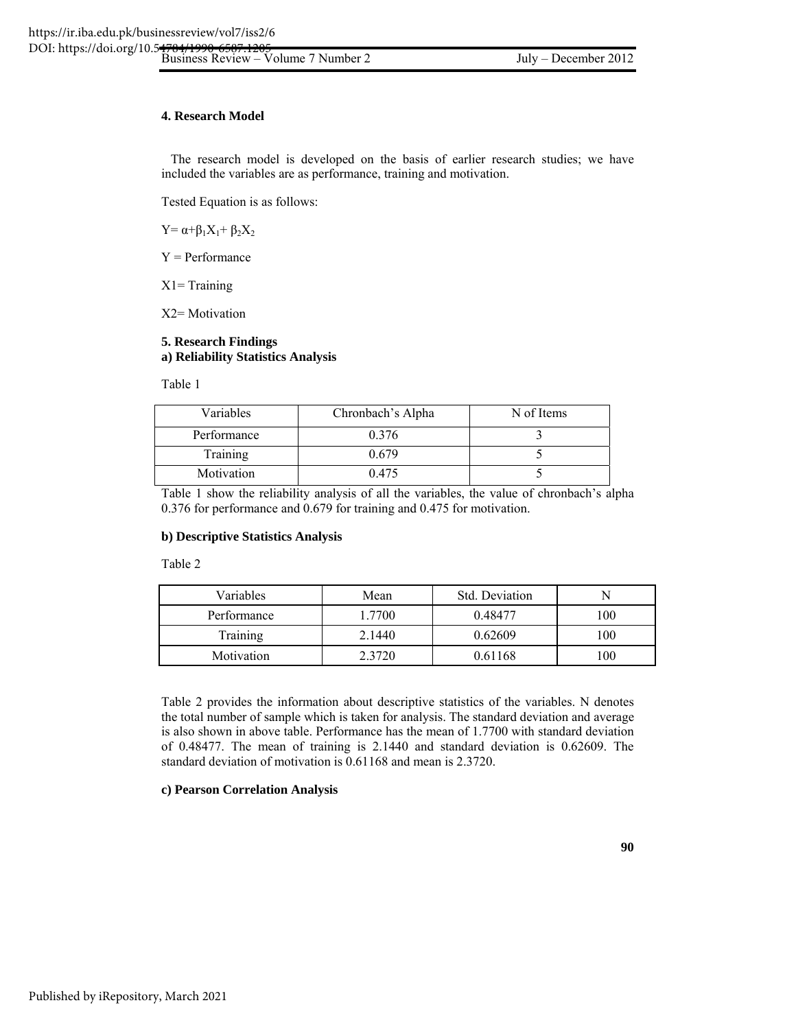### 4. Research Model

The research model is developed on the basis of earlier research studies; we have included the variables are as performance, training and motivation.

Tested Equation is as follows:

$Y = \alpha + \beta_1 X_1 + \beta_2 X_2$

Y = Performance

X1= Training

X2= Motivation

### 5. Research Findings

#### a) Reliability Statistics Analysis

Table 1

| Variables | Chronbach's Alpha | N of Items |
|---|---|---|
| Performance | 0.376 | 3 |
| Training | 0.679 | 5 |
| Motivation | 0.475 | 5 |

Table 1 show the reliability analysis of all the variables, the value of chronbach's alpha 0.376 for performance and 0.679 for training and 0.475 for motivation.

#### b) Descriptive Statistics Analysis

Table 2

| Variables | Mean | Std. Deviation | N |
|---|---|---|---|
| Performance | 1.7700 | 0.48477 | 100 |
| Training | 2.1440 | 0.62609 | 100 |
| Motivation | 2.3720 | 0.61168 | 100 |

Table 2 provides the information about descriptive statistics of the variables. N denotes the total number of sample which is taken for analysis. The standard deviation and average is also shown in above table. Performance has the mean of 1.7700 with standard deviation of 0.48477. The mean of training is 2.1440 and standard deviation is 0.62609. The standard deviation of motivation is 0.61168 and mean is 2.3720.

#### c) Pearson Correlation Analysis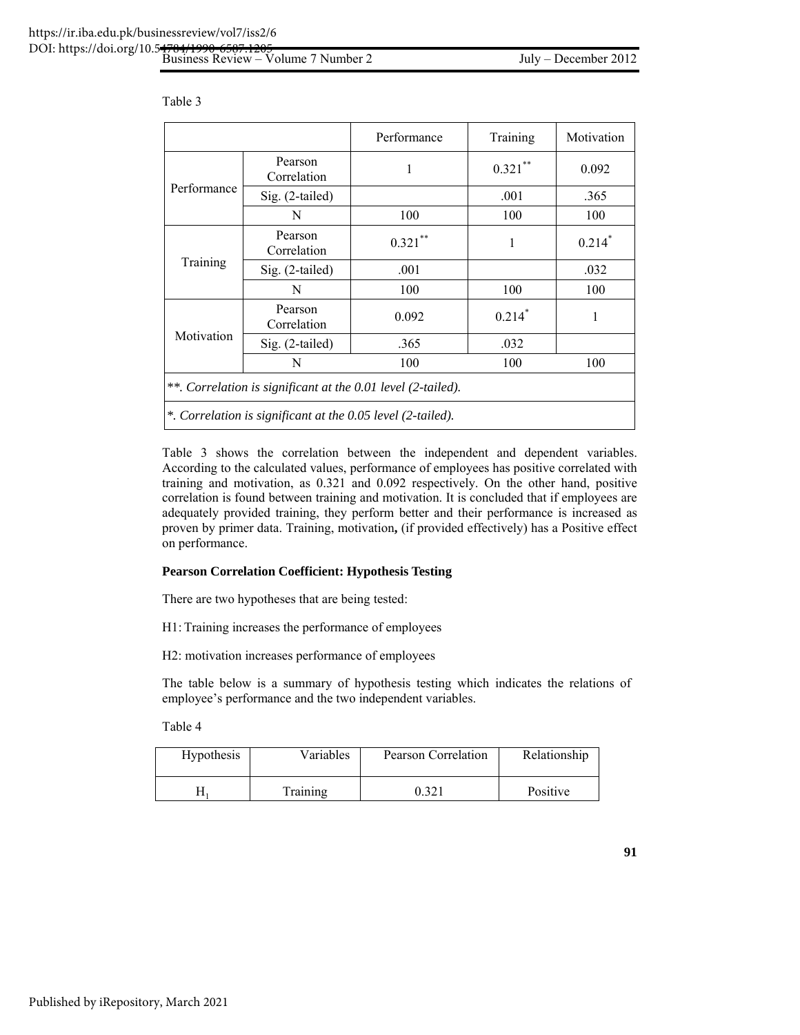Table 3

| | | Performance | Training | Motivation |
|---|---|---|---|---|
| Performance | Pearson Correlation | 1 | 0.321** | 0.092 |
| | Sig. (2-tailed) | | .001 | .365 |
| | N | 100 | 100 | 100 |
| Training | Pearson Correlation | 0.321** | 1 | 0.214* |
| | Sig. (2-tailed) | .001 | | .032 |
| | N | 100 | 100 | 100 |
| Motivation | Pearson Correlation | 0.092 | 0.214* | 1 |
| | Sig. (2-tailed) | .365 | .032 | |
| | N | 100 | 100 | 100 |
| *\*\*. Correlation is significant at the 0.01 level (2-tailed).* | | | | |
| *\*. Correlation is significant at the 0.05 level (2-tailed).* | | | | |

Table 3 shows the correlation between the independent and dependent variables. According to the calculated values, performance of employees has positive correlated with training and motivation, as 0.321 and 0.092 respectively. On the other hand, positive correlation is found between training and motivation. It is concluded that if employees are adequately provided training, they perform better and their performance is increased as proven by primer data. Training, motivation**,** (if provided effectively) has a Positive effect on performance.

**Pearson Correlation Coefficient: Hypothesis Testing**

There are two hypotheses that are being tested:

H1: Training increases the performance of employees

H2: motivation increases performance of employees

The table below is a summary of hypothesis testing which indicates the relations of employee's performance and the two independent variables.

Table 4

| Hypothesis | Variables | Pearson Correlation | Relationship |
|---|---|---|---|
| $H_1$ | Training | 0.321 | Positive |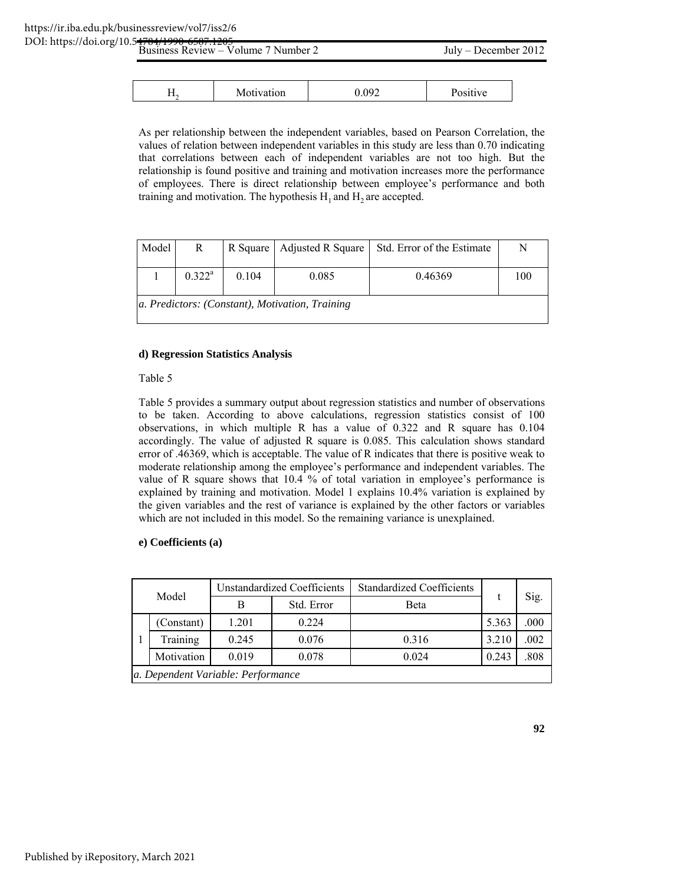| $H_2$ | Motivation | 0.092 | Positive |
|---|---|---|---|

As per relationship between the independent variables, based on Pearson Correlation, the values of relation between independent variables in this study are less than 0.70 indicating that correlations between each of independent variables are not too high. But the relationship is found positive and training and motivation increases more the performance of employees. There is direct relationship between employee's performance and both training and motivation. The hypothesis $H_1$ and $H_2$ are accepted.

| Model | R | R Square | Adjusted R Square | Std. Error of the Estimate | N |
|---|---|---|---|---|---|
| 1 | 0.322[a] | 0.104 | 0.085 | 0.46369 | 100 |

*a. Predictors: (Constant), Motivation, Training*

**d) Regression Statistics Analysis**

Table 5

Table 5 provides a summary output about regression statistics and number of observations to be taken. According to above calculations, regression statistics consist of 100 observations, in which multiple R has a value of 0.322 and R square has 0.104 accordingly. The value of adjusted R square is 0.085. This calculation shows standard error of .46369, which is acceptable. The value of R indicates that there is positive weak to moderate relationship among the employee's performance and independent variables. The value of R square shows that 10.4 % of total variation in employee's performance is explained by training and motivation. Model 1 explains 10.4% variation is explained by the given variables and the rest of variance is explained by the other factors or variables which are not included in this model. So the remaining variance is unexplained.

**e) Coefficients (a)**

| Model | | Unstandardized Coefficients | | Standardized Coefficients | t | Sig. |
|---|---|---|---|---|---|---|
| | | B | Std. Error | Beta | | |
| 1 | (Constant) | 1.201 | 0.224 | | 5.363 | .000 |
| | Training | 0.245 | 0.076 | 0.316 | 3.210 | .002 |
| | Motivation | 0.019 | 0.078 | 0.024 | 0.243 | .808 |

*a. Dependent Variable: Performance*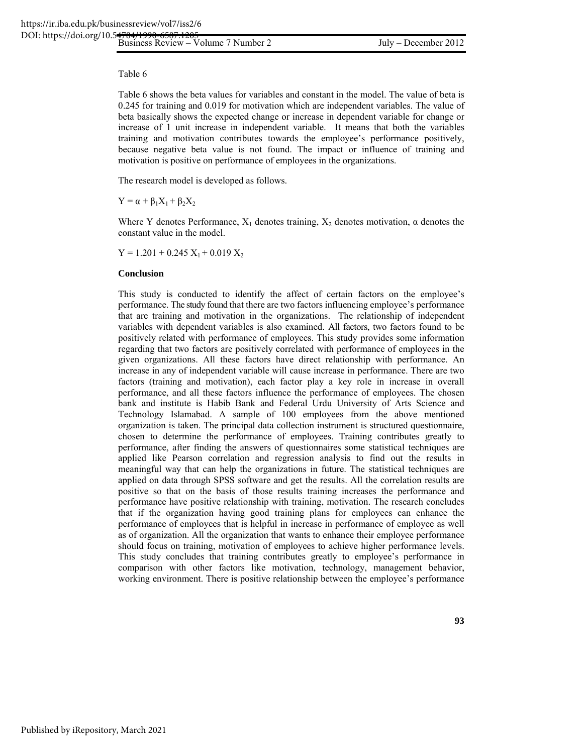Table 6

Table 6 shows the beta values for variables and constant in the model. The value of beta is 0.245 for training and 0.019 for motivation which are independent variables. The value of beta basically shows the expected change or increase in dependent variable for change or increase of 1 unit increase in independent variable. It means that both the variables training and motivation contributes towards the employee's performance positively, because negative beta value is not found. The impact or influence of training and motivation is positive on performance of employees in the organizations.

The research model is developed as follows.

$$Y = \alpha + \beta_1 X_1 + \beta_2 X_2$$

Where Y denotes Performance, $X_1$ denotes training, $X_2$ denotes motivation, $\alpha$ denotes the constant value in the model.

$$Y = 1.201 + 0.245\ X_1 + 0.019\ X_2$$

**Conclusion**

This study is conducted to identify the affect of certain factors on the employee's performance. The study found that there are two factors influencing employee's performance that are training and motivation in the organizations. The relationship of independent variables with dependent variables is also examined. All factors, two factors found to be positively related with performance of employees. This study provides some information regarding that two factors are positively correlated with performance of employees in the given organizations. All these factors have direct relationship with performance. An increase in any of independent variable will cause increase in performance. There are two factors (training and motivation), each factor play a key role in increase in overall performance, and all these factors influence the performance of employees. The chosen bank and institute is Habib Bank and Federal Urdu University of Arts Science and Technology Islamabad. A sample of 100 employees from the above mentioned organization is taken. The principal data collection instrument is structured questionnaire, chosen to determine the performance of employees. Training contributes greatly to performance, after finding the answers of questionnaires some statistical techniques are applied like Pearson correlation and regression analysis to find out the results in meaningful way that can help the organizations in future. The statistical techniques are applied on data through SPSS software and get the results. All the correlation results are positive so that on the basis of those results training increases the performance and performance have positive relationship with training, motivation. The research concludes that if the organization having good training plans for employees can enhance the performance of employees that is helpful in increase in performance of employee as well as of organization. All the organization that wants to enhance their employee performance should focus on training, motivation of employees to achieve higher performance levels. This study concludes that training contributes greatly to employee's performance in comparison with other factors like motivation, technology, management behavior, working environment. There is positive relationship between the employee's performance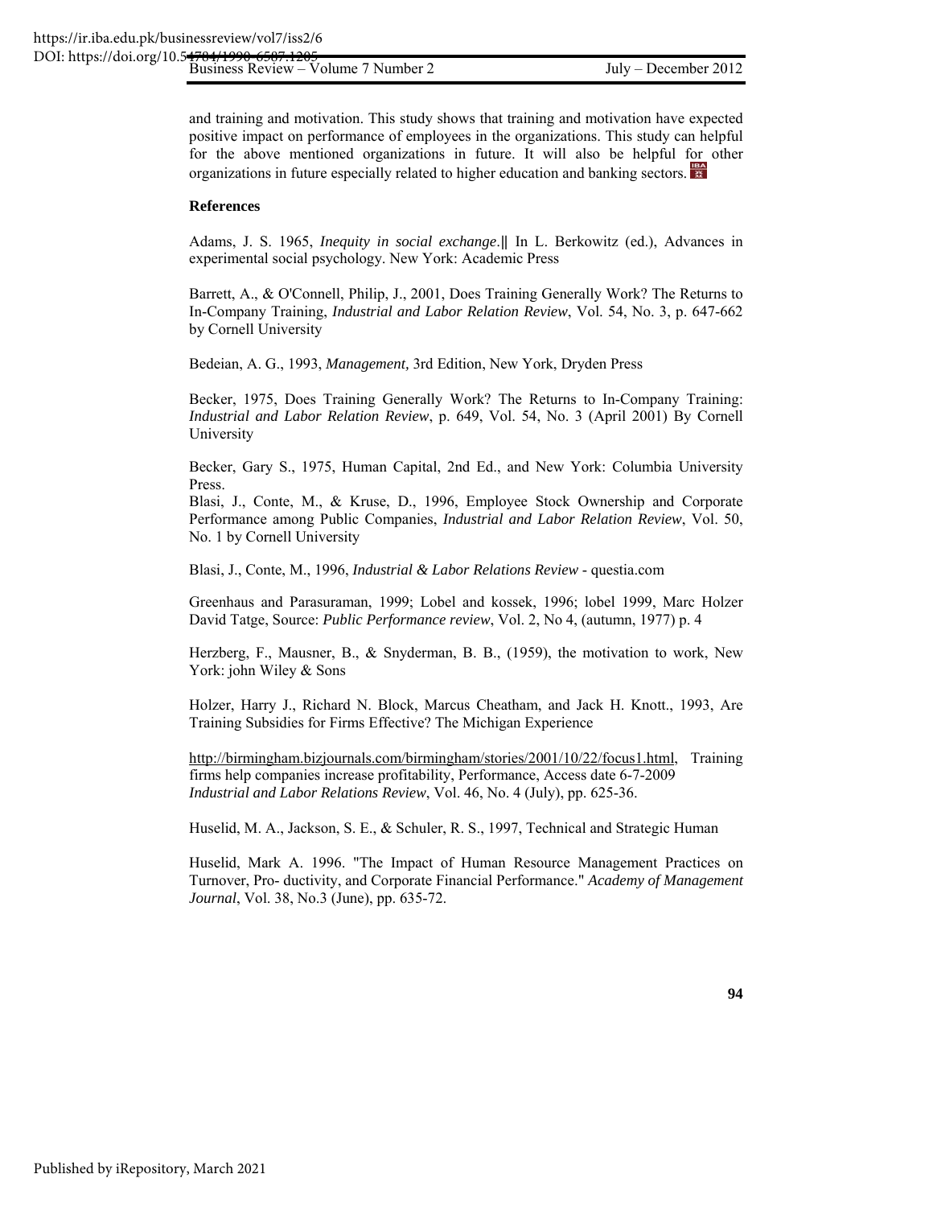and training and motivation. This study shows that training and motivation have expected positive impact on performance of employees in the organizations. This study can helpful for the above mentioned organizations in future. It will also be helpful for other organizations in future especially related to higher education and banking sectors.

**References**

Adams, J. S. 1965, *Inequity in social exchange.‖* In L. Berkowitz (ed.), Advances in experimental social psychology. New York: Academic Press

Barrett, A., & O'Connell, Philip, J., 2001, Does Training Generally Work? The Returns to In-Company Training, *Industrial and Labor Relation Review*, Vol. 54, No. 3, p. 647-662 by Cornell University

Bedeian, A. G., 1993, *Management,* 3rd Edition, New York, Dryden Press

Becker, 1975, Does Training Generally Work? The Returns to In-Company Training: *Industrial and Labor Relation Review*, p. 649, Vol. 54, No. 3 (April 2001) By Cornell University

Becker, Gary S., 1975, Human Capital, 2nd Ed., and New York: Columbia University Press.

Blasi, J., Conte, M., & Kruse, D., 1996, Employee Stock Ownership and Corporate Performance among Public Companies, *Industrial and Labor Relation Review*, Vol. 50, No. 1 by Cornell University

Blasi, J., Conte, M., 1996, *Industrial & Labor Relations Review* - questia.com

Greenhaus and Parasuraman, 1999; Lobel and kossek, 1996; lobel 1999, Marc Holzer David Tatge, Source: *Public Performance review*, Vol. 2, No 4, (autumn, 1977) p. 4

Herzberg, F., Mausner, B., & Snyderman, B. B., (1959), the motivation to work, New York: john Wiley & Sons

Holzer, Harry J., Richard N. Block, Marcus Cheatham, and Jack H. Knott., 1993, Are Training Subsidies for Firms Effective? The Michigan Experience

http://birmingham.bizjournals.com/birmingham/stories/2001/10/22/focus1.html, Training firms help companies increase profitability, Performance, Access date 6-7-2009
*Industrial and Labor Relations Review*, Vol. 46, No. 4 (July), pp. 625-36.

Huselid, M. A., Jackson, S. E., & Schuler, R. S., 1997, Technical and Strategic Human

Huselid, Mark A. 1996. "The Impact of Human Resource Management Practices on Turnover, Pro- ductivity, and Corporate Financial Performance." *Academy of Management Journal*, Vol. 38, No.3 (June), pp. 635-72.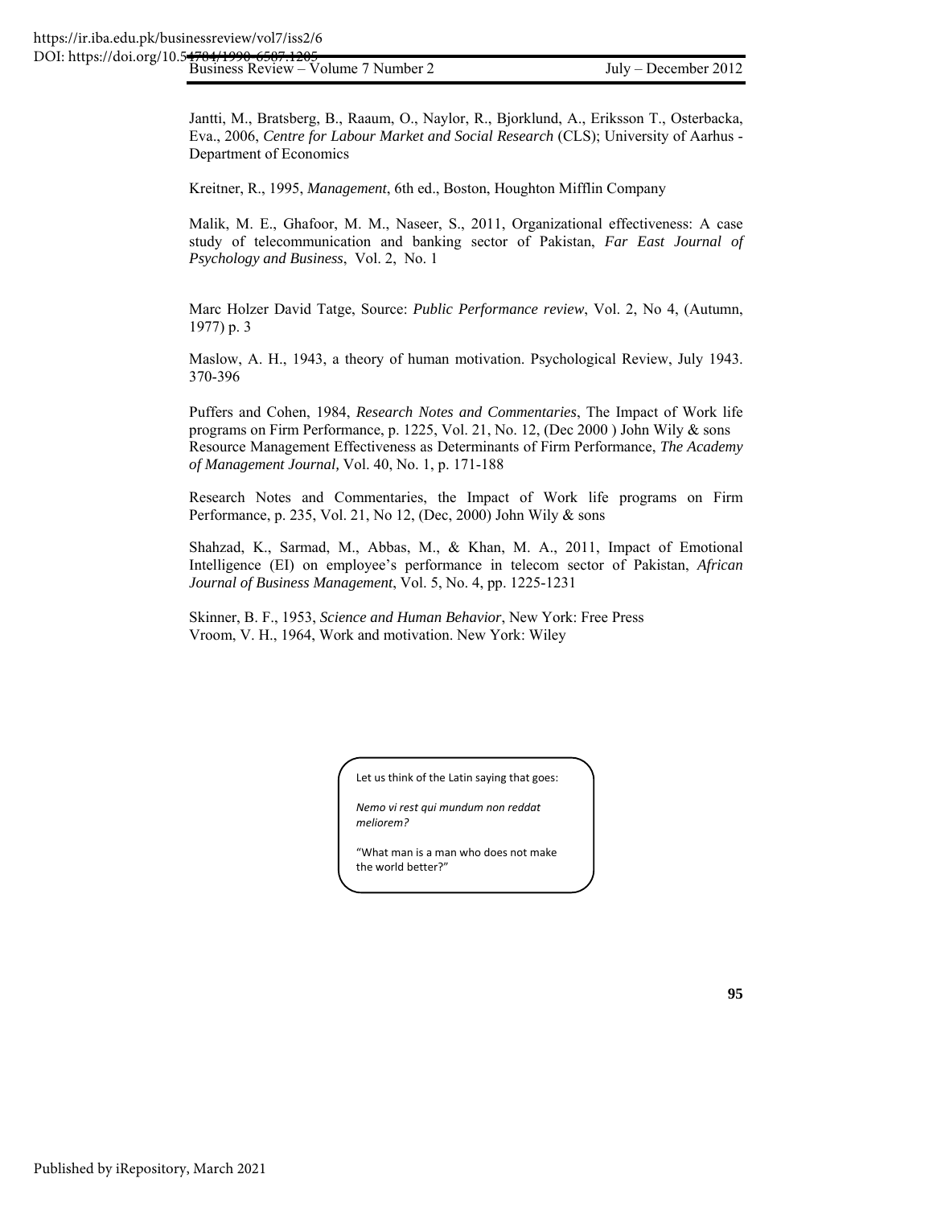Jantti, M., Bratsberg, B., Raaum, O., Naylor, R., Bjorklund, A., Eriksson T., Osterbacka, Eva., 2006, *Centre for Labour Market and Social Research* (CLS); University of Aarhus - Department of Economics

Kreitner, R., 1995, *Management*, 6th ed., Boston, Houghton Mifflin Company

Malik, M. E., Ghafoor, M. M., Naseer, S., 2011, Organizational effectiveness: A case study of telecommunication and banking sector of Pakistan, *Far East Journal of Psychology and Business*, Vol. 2, No. 1

Marc Holzer David Tatge, Source: *Public Performance review*, Vol. 2, No 4, (Autumn, 1977) p. 3

Maslow, A. H., 1943, a theory of human motivation. Psychological Review, July 1943. 370-396

Puffers and Cohen, 1984, *Research Notes and Commentaries*, The Impact of Work life programs on Firm Performance, p. 1225, Vol. 21, No. 12, (Dec 2000 ) John Wily & sons Resource Management Effectiveness as Determinants of Firm Performance, *The Academy of Management Journal,* Vol. 40, No. 1, p. 171-188

Research Notes and Commentaries, the Impact of Work life programs on Firm Performance, p. 235, Vol. 21, No 12, (Dec, 2000) John Wily & sons

Shahzad, K., Sarmad, M., Abbas, M., & Khan, M. A., 2011, Impact of Emotional Intelligence (EI) on employee's performance in telecom sector of Pakistan, *African Journal of Business Management*, Vol. 5, No. 4, pp. 1225-1231

Skinner, B. F., 1953, *Science and Human Behavior*, New York: Free Press

Vroom, V. H., 1964, Work and motivation. New York: Wiley

Let us think of the Latin saying that goes:

*Nemo vi rest qui mundum non reddat meliorem?*

"What man is a man who does not make the world better?"